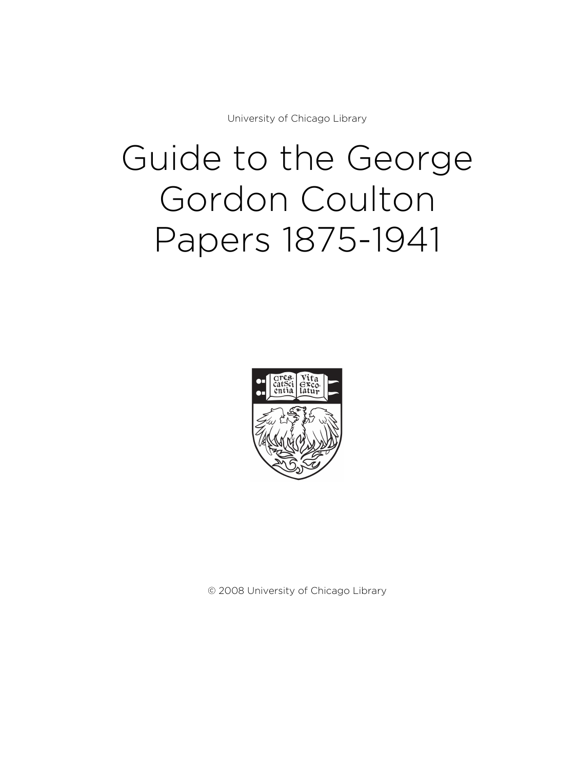University of Chicago Library

# Guide to the George Gordon Coulton Papers 1875-1941

© 2008 University of Chicago Library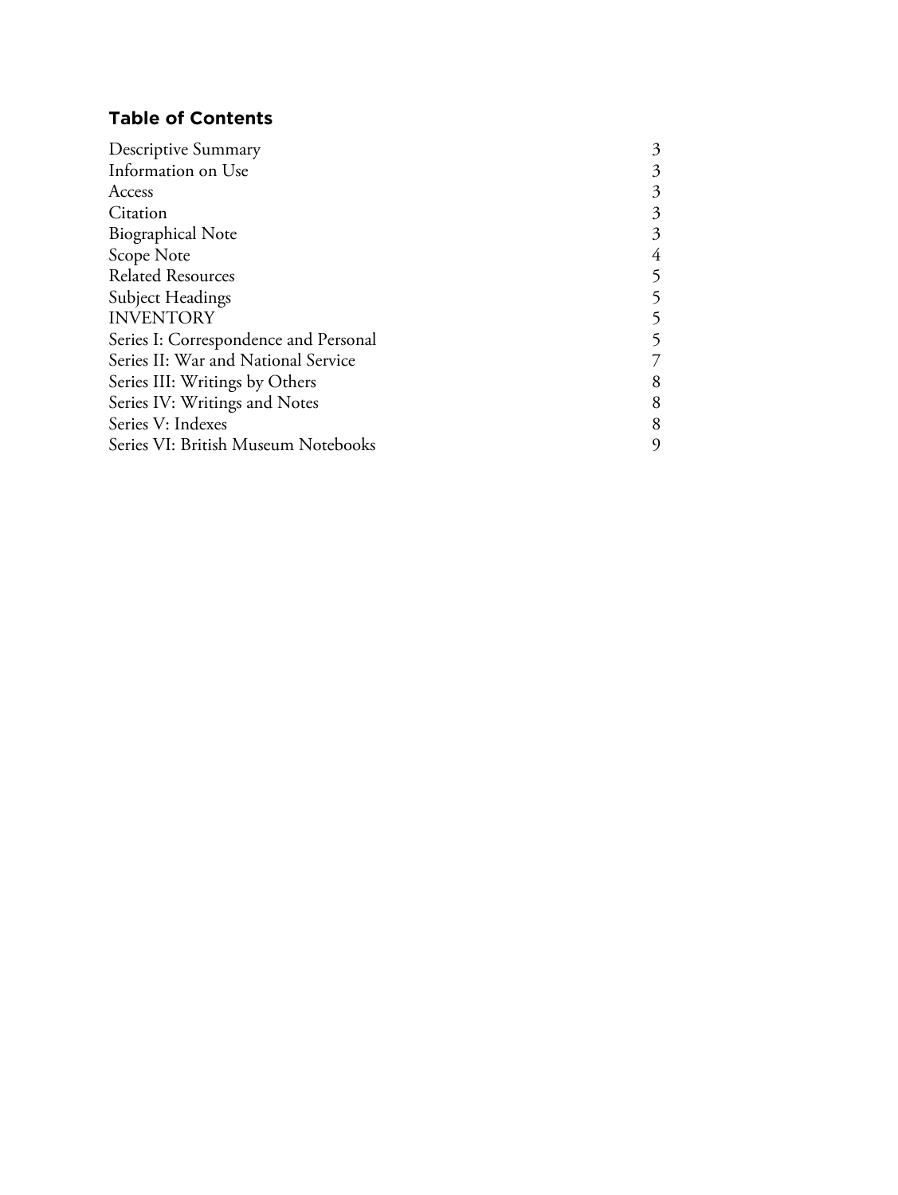## Table of Contents

| | |
|---|---|
| Descriptive Summary | 3 |
| Information on Use | 3 |
| Access | 3 |
| Citation | 3 |
| Biographical Note | 3 |
| Scope Note | 4 |
| Related Resources | 5 |
| Subject Headings | 5 |
| INVENTORY | 5 |
| Series I: Correspondence and Personal | 5 |
| Series II: War and National Service | 7 |
| Series III: Writings by Others | 8 |
| Series IV: Writings and Notes | 8 |
| Series V: Indexes | 8 |
| Series VI: British Museum Notebooks | 9 |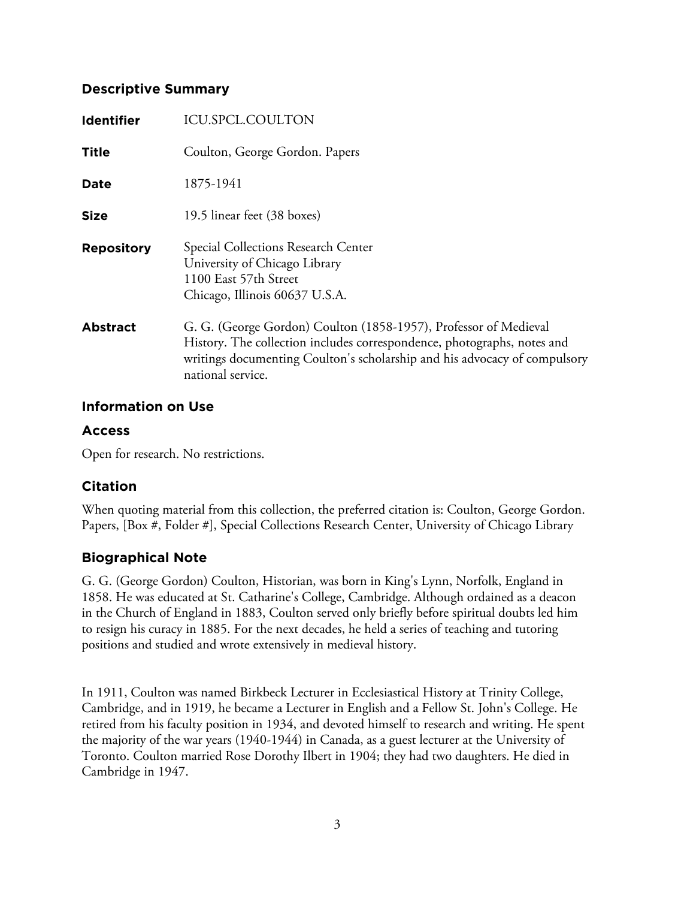## Descriptive Summary

| | |
|---|---|
| **Identifier** | ICU.SPCL.COULTON |
| **Title** | Coulton, George Gordon. Papers |
| **Date** | 1875-1941 |
| **Size** | 19.5 linear feet (38 boxes) |
| **Repository** | Special Collections Research Center<br>University of Chicago Library<br>1100 East 57th Street<br>Chicago, Illinois 60637 U.S.A. |
| **Abstract** | G. G. (George Gordon) Coulton (1858-1957), Professor of Medieval History. The collection includes correspondence, photographs, notes and writings documenting Coulton's scholarship and his advocacy of compulsory national service. |

## Information on Use

### Access

Open for research. No restrictions.

### Citation

When quoting material from this collection, the preferred citation is: Coulton, George Gordon. Papers, [Box #, Folder #], Special Collections Research Center, University of Chicago Library

## Biographical Note

G. G. (George Gordon) Coulton, Historian, was born in King's Lynn, Norfolk, England in 1858. He was educated at St. Catharine's College, Cambridge. Although ordained as a deacon in the Church of England in 1883, Coulton served only briefly before spiritual doubts led him to resign his curacy in 1885. For the next decades, he held a series of teaching and tutoring positions and studied and wrote extensively in medieval history.

In 1911, Coulton was named Birkbeck Lecturer in Ecclesiastical History at Trinity College, Cambridge, and in 1919, he became a Lecturer in English and a Fellow St. John's College. He retired from his faculty position in 1934, and devoted himself to research and writing. He spent the majority of the war years (1940-1944) in Canada, as a guest lecturer at the University of Toronto. Coulton married Rose Dorothy Ilbert in 1904; they had two daughters. He died in Cambridge in 1947.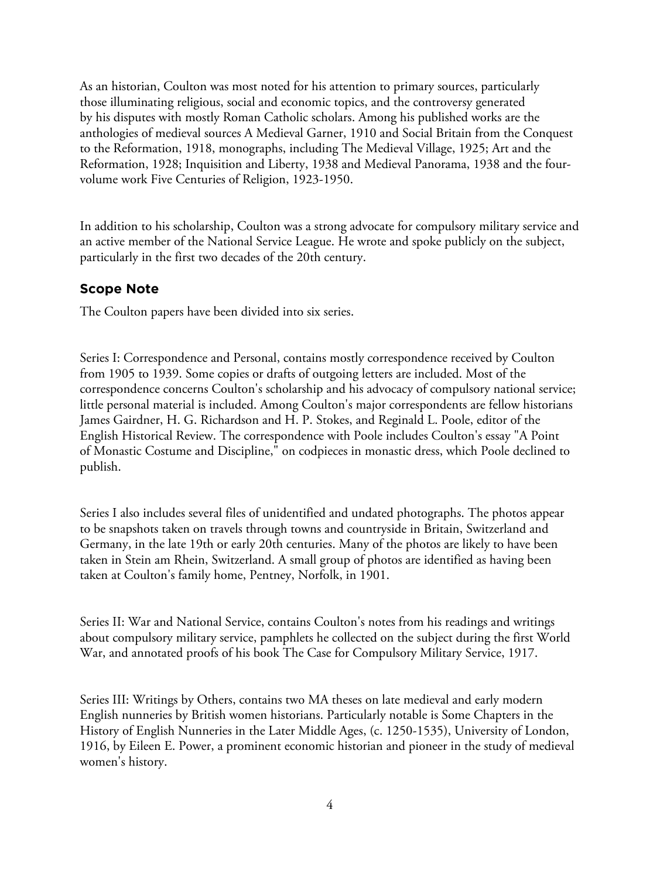As an historian, Coulton was most noted for his attention to primary sources, particularly those illuminating religious, social and economic topics, and the controversy generated by his disputes with mostly Roman Catholic scholars. Among his published works are the anthologies of medieval sources A Medieval Garner, 1910 and Social Britain from the Conquest to the Reformation, 1918, monographs, including The Medieval Village, 1925; Art and the Reformation, 1928; Inquisition and Liberty, 1938 and Medieval Panorama, 1938 and the four-volume work Five Centuries of Religion, 1923-1950.

In addition to his scholarship, Coulton was a strong advocate for compulsory military service and an active member of the National Service League. He wrote and spoke publicly on the subject, particularly in the first two decades of the 20th century.

## Scope Note

The Coulton papers have been divided into six series.

Series I: Correspondence and Personal, contains mostly correspondence received by Coulton from 1905 to 1939. Some copies or drafts of outgoing letters are included. Most of the correspondence concerns Coulton's scholarship and his advocacy of compulsory national service; little personal material is included. Among Coulton's major correspondents are fellow historians James Gairdner, H. G. Richardson and H. P. Stokes, and Reginald L. Poole, editor of the English Historical Review. The correspondence with Poole includes Coulton's essay "A Point of Monastic Costume and Discipline," on codpieces in monastic dress, which Poole declined to publish.

Series I also includes several files of unidentified and undated photographs. The photos appear to be snapshots taken on travels through towns and countryside in Britain, Switzerland and Germany, in the late 19th or early 20th centuries. Many of the photos are likely to have been taken in Stein am Rhein, Switzerland. A small group of photos are identified as having been taken at Coulton's family home, Pentney, Norfolk, in 1901.

Series II: War and National Service, contains Coulton's notes from his readings and writings about compulsory military service, pamphlets he collected on the subject during the first World War, and annotated proofs of his book The Case for Compulsory Military Service, 1917.

Series III: Writings by Others, contains two MA theses on late medieval and early modern English nunneries by British women historians. Particularly notable is Some Chapters in the History of English Nunneries in the Later Middle Ages, (c. 1250-1535), University of London, 1916, by Eileen E. Power, a prominent economic historian and pioneer in the study of medieval women's history.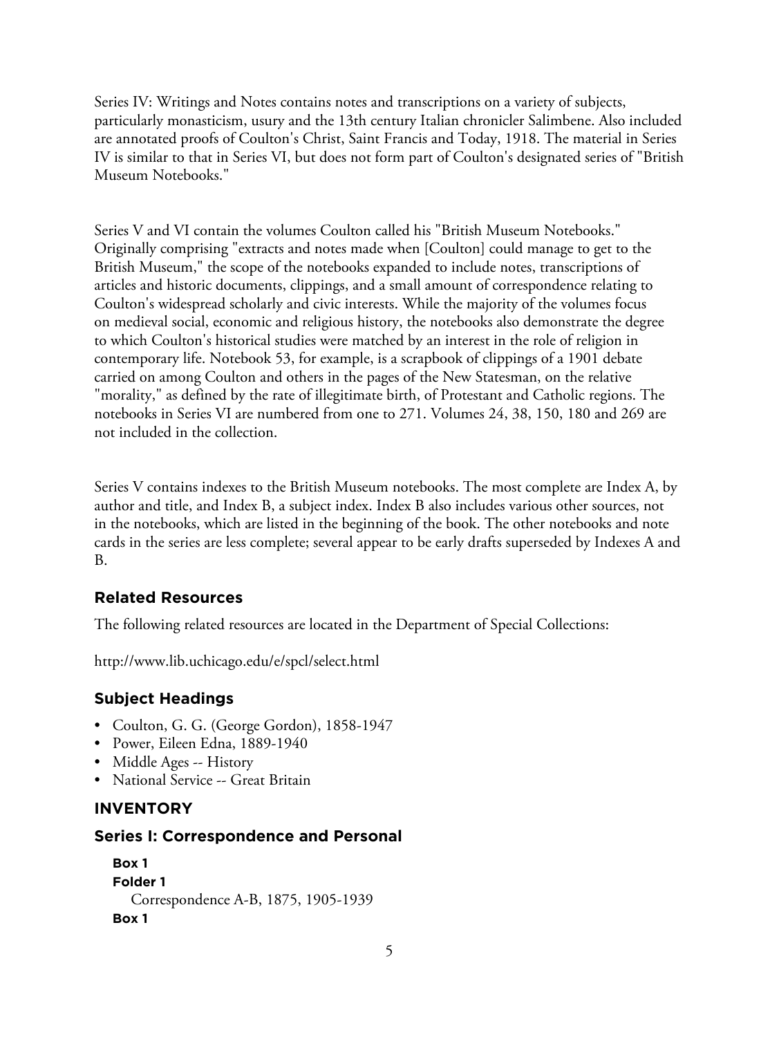Series IV: Writings and Notes contains notes and transcriptions on a variety of subjects, particularly monasticism, usury and the 13th century Italian chronicler Salimbene. Also included are annotated proofs of Coulton's Christ, Saint Francis and Today, 1918. The material in Series IV is similar to that in Series VI, but does not form part of Coulton's designated series of "British Museum Notebooks."

Series V and VI contain the volumes Coulton called his "British Museum Notebooks." Originally comprising "extracts and notes made when [Coulton] could manage to get to the British Museum," the scope of the notebooks expanded to include notes, transcriptions of articles and historic documents, clippings, and a small amount of correspondence relating to Coulton's widespread scholarly and civic interests. While the majority of the volumes focus on medieval social, economic and religious history, the notebooks also demonstrate the degree to which Coulton's historical studies were matched by an interest in the role of religion in contemporary life. Notebook 53, for example, is a scrapbook of clippings of a 1901 debate carried on among Coulton and others in the pages of the New Statesman, on the relative "morality," as defined by the rate of illegitimate birth, of Protestant and Catholic regions. The notebooks in Series VI are numbered from one to 271. Volumes 24, 38, 150, 180 and 269 are not included in the collection.

Series V contains indexes to the British Museum notebooks. The most complete are Index A, by author and title, and Index B, a subject index. Index B also includes various other sources, not in the notebooks, which are listed in the beginning of the book. The other notebooks and note cards in the series are less complete; several appear to be early drafts superseded by Indexes A and B.

## Related Resources

The following related resources are located in the Department of Special Collections:

http://www.lib.uchicago.edu/e/spcl/select.html

## Subject Headings

- Coulton, G. G. (George Gordon), 1858-1947
- Power, Eileen Edna, 1889-1940
- Middle Ages -- History
- National Service -- Great Britain

## INVENTORY

### Series I: Correspondence and Personal

**Box 1**
**Folder 1**
Correspondence A-B, 1875, 1905-1939

**Box 1**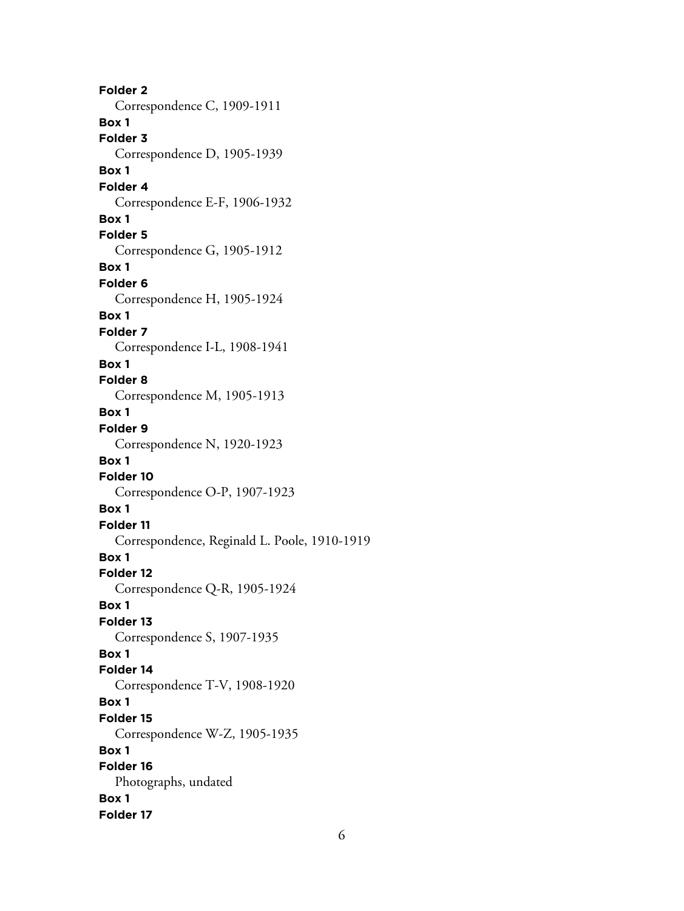**Folder 2**

Correspondence C, 1909-1911

**Box 1**

**Folder 3**

Correspondence D, 1905-1939

**Box 1**

**Folder 4**

Correspondence E-F, 1906-1932

**Box 1**

**Folder 5**

Correspondence G, 1905-1912

**Box 1**

**Folder 6**

Correspondence H, 1905-1924

**Box 1**

**Folder 7**

Correspondence I-L, 1908-1941

**Box 1**

**Folder 8**

Correspondence M, 1905-1913

**Box 1**

**Folder 9**

Correspondence N, 1920-1923

**Box 1**

**Folder 10**

Correspondence O-P, 1907-1923

**Box 1**

**Folder 11**

Correspondence, Reginald L. Poole, 1910-1919

**Box 1**

**Folder 12**

Correspondence Q-R, 1905-1924

**Box 1**

**Folder 13**

Correspondence S, 1907-1935

**Box 1**

**Folder 14**

Correspondence T-V, 1908-1920

**Box 1**

**Folder 15**

Correspondence W-Z, 1905-1935

**Box 1**

**Folder 16**

Photographs, undated

**Box 1**

**Folder 17**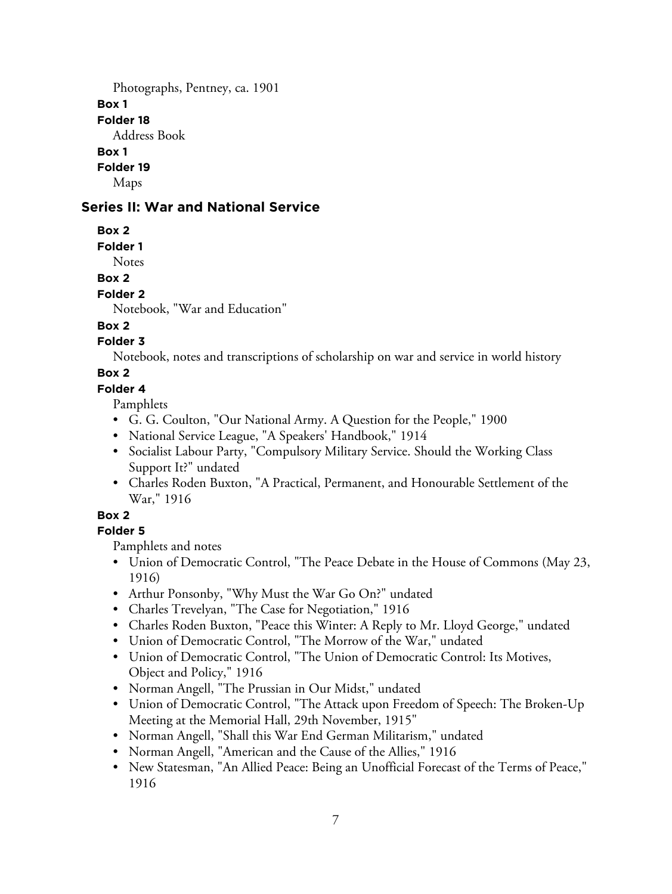Photographs, Pentney, ca. 1901

**Box 1**

**Folder 18**

Address Book

**Box 1**

**Folder 19**

Maps

## Series II: War and National Service

**Box 2**

**Folder 1**

Notes

**Box 2**

**Folder 2**

Notebook, "War and Education"

**Box 2**

**Folder 3**

Notebook, notes and transcriptions of scholarship on war and service in world history

**Box 2**

**Folder 4**

Pamphlets

- G. G. Coulton, "Our National Army. A Question for the People," 1900
- National Service League, "A Speakers' Handbook," 1914
- Socialist Labour Party, "Compulsory Military Service. Should the Working Class Support It?" undated
- Charles Roden Buxton, "A Practical, Permanent, and Honourable Settlement of the War," 1916

**Box 2**

**Folder 5**

Pamphlets and notes

- Union of Democratic Control, "The Peace Debate in the House of Commons (May 23, 1916)
- Arthur Ponsonby, "Why Must the War Go On?" undated
- Charles Trevelyan, "The Case for Negotiation," 1916
- Charles Roden Buxton, "Peace this Winter: A Reply to Mr. Lloyd George," undated
- Union of Democratic Control, "The Morrow of the War," undated
- Union of Democratic Control, "The Union of Democratic Control: Its Motives, Object and Policy," 1916
- Norman Angell, "The Prussian in Our Midst," undated
- Union of Democratic Control, "The Attack upon Freedom of Speech: The Broken-Up Meeting at the Memorial Hall, 29th November, 1915"
- Norman Angell, "Shall this War End German Militarism," undated
- Norman Angell, "American and the Cause of the Allies," 1916
- New Statesman, "An Allied Peace: Being an Unofficial Forecast of the Terms of Peace," 1916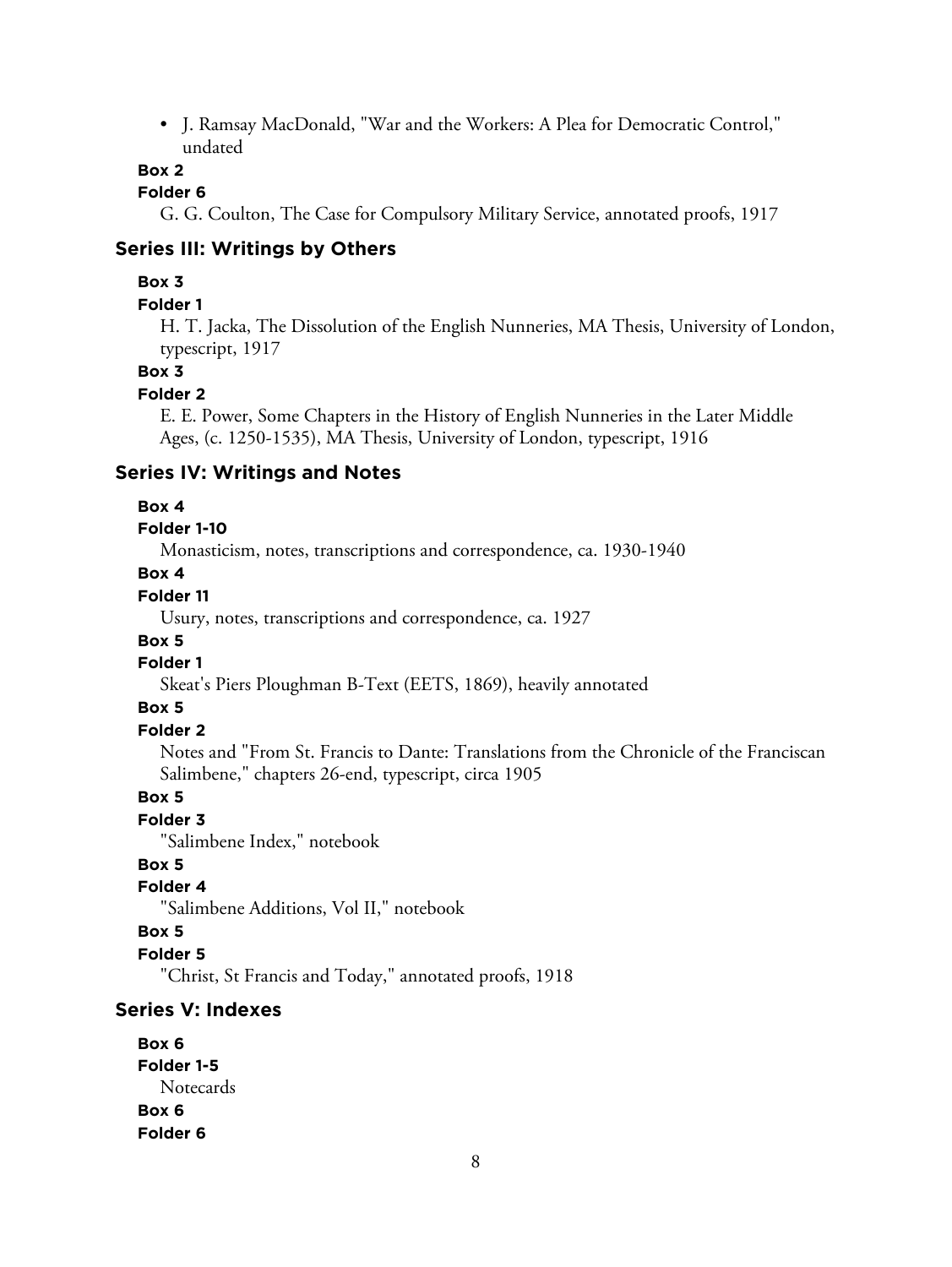- J. Ramsay MacDonald, "War and the Workers: A Plea for Democratic Control," undated

**Box 2**
**Folder 6**
G. G. Coulton, The Case for Compulsory Military Service, annotated proofs, 1917

## Series III: Writings by Others

**Box 3**
**Folder 1**
H. T. Jacka, The Dissolution of the English Nunneries, MA Thesis, University of London, typescript, 1917

**Box 3**
**Folder 2**
E. E. Power, Some Chapters in the History of English Nunneries in the Later Middle Ages, (c. 1250-1535), MA Thesis, University of London, typescript, 1916

## Series IV: Writings and Notes

**Box 4**
**Folder 1-10**
Monasticism, notes, transcriptions and correspondence, ca. 1930-1940

**Box 4**
**Folder 11**
Usury, notes, transcriptions and correspondence, ca. 1927

**Box 5**
**Folder 1**
Skeat's Piers Ploughman B-Text (EETS, 1869), heavily annotated

**Box 5**
**Folder 2**
Notes and "From St. Francis to Dante: Translations from the Chronicle of the Franciscan Salimbene," chapters 26-end, typescript, circa 1905

**Box 5**
**Folder 3**
"Salimbene Index," notebook

**Box 5**
**Folder 4**
"Salimbene Additions, Vol II," notebook

**Box 5**
**Folder 5**
"Christ, St Francis and Today," annotated proofs, 1918

## Series V: Indexes

**Box 6**
**Folder 1-5**
Notecards

**Box 6**
**Folder 6**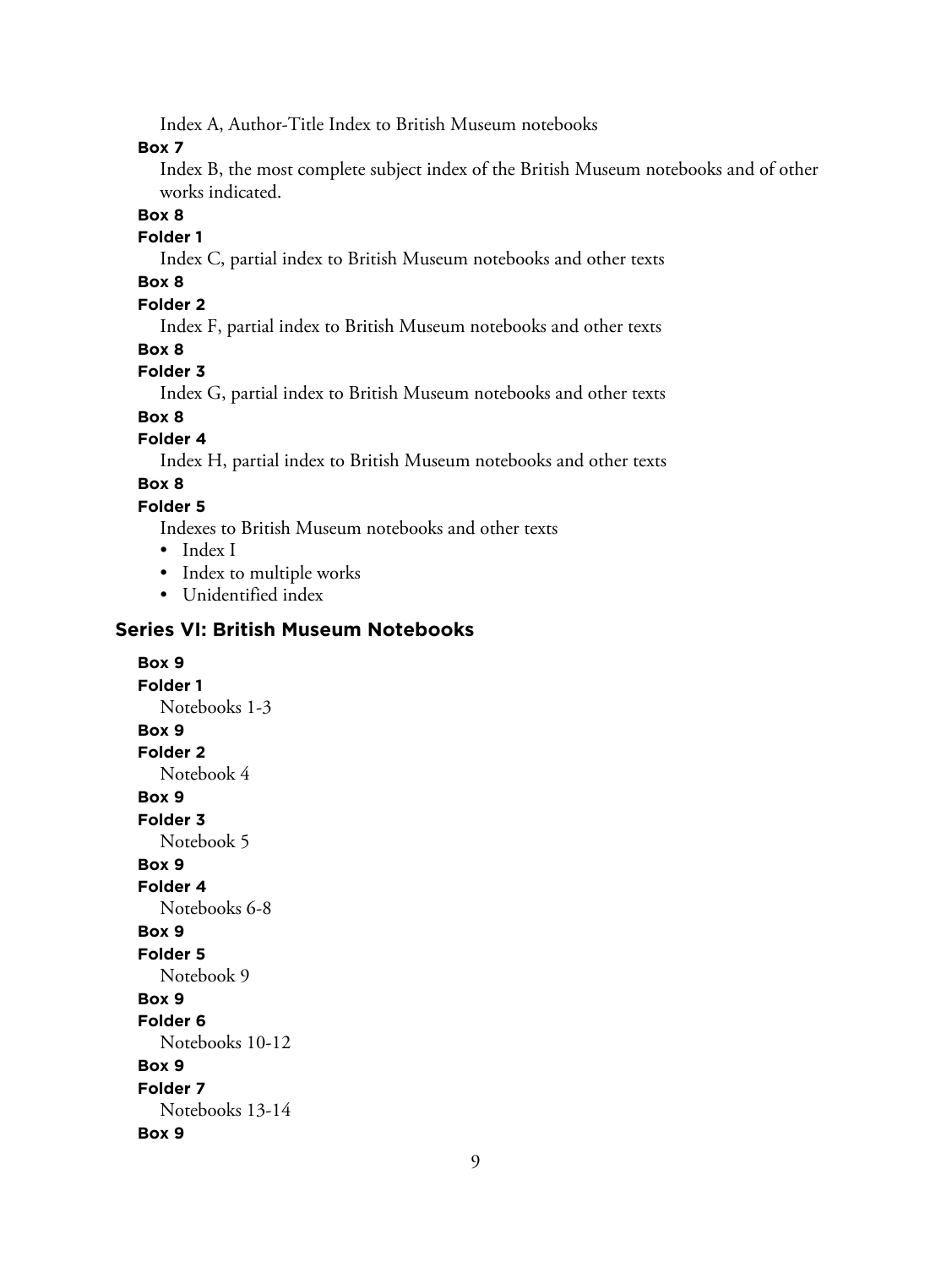Index A, Author-Title Index to British Museum notebooks

**Box 7**

Index B, the most complete subject index of the British Museum notebooks and of other works indicated.

**Box 8**

**Folder 1**

Index C, partial index to British Museum notebooks and other texts

**Box 8**

**Folder 2**

Index F, partial index to British Museum notebooks and other texts

**Box 8**

**Folder 3**

Index G, partial index to British Museum notebooks and other texts

**Box 8**

**Folder 4**

Index H, partial index to British Museum notebooks and other texts

**Box 8**

**Folder 5**

Indexes to British Museum notebooks and other texts

- Index I
- Index to multiple works
- Unidentified index

## Series VI: British Museum Notebooks

**Box 9**

**Folder 1**

Notebooks 1-3

**Box 9**

**Folder 2**

Notebook 4

**Box 9**

**Folder 3**

Notebook 5

**Box 9**

**Folder 4**

Notebooks 6-8

**Box 9**

**Folder 5**

Notebook 9

**Box 9**

**Folder 6**

Notebooks 10-12

**Box 9**

**Folder 7**

Notebooks 13-14

**Box 9**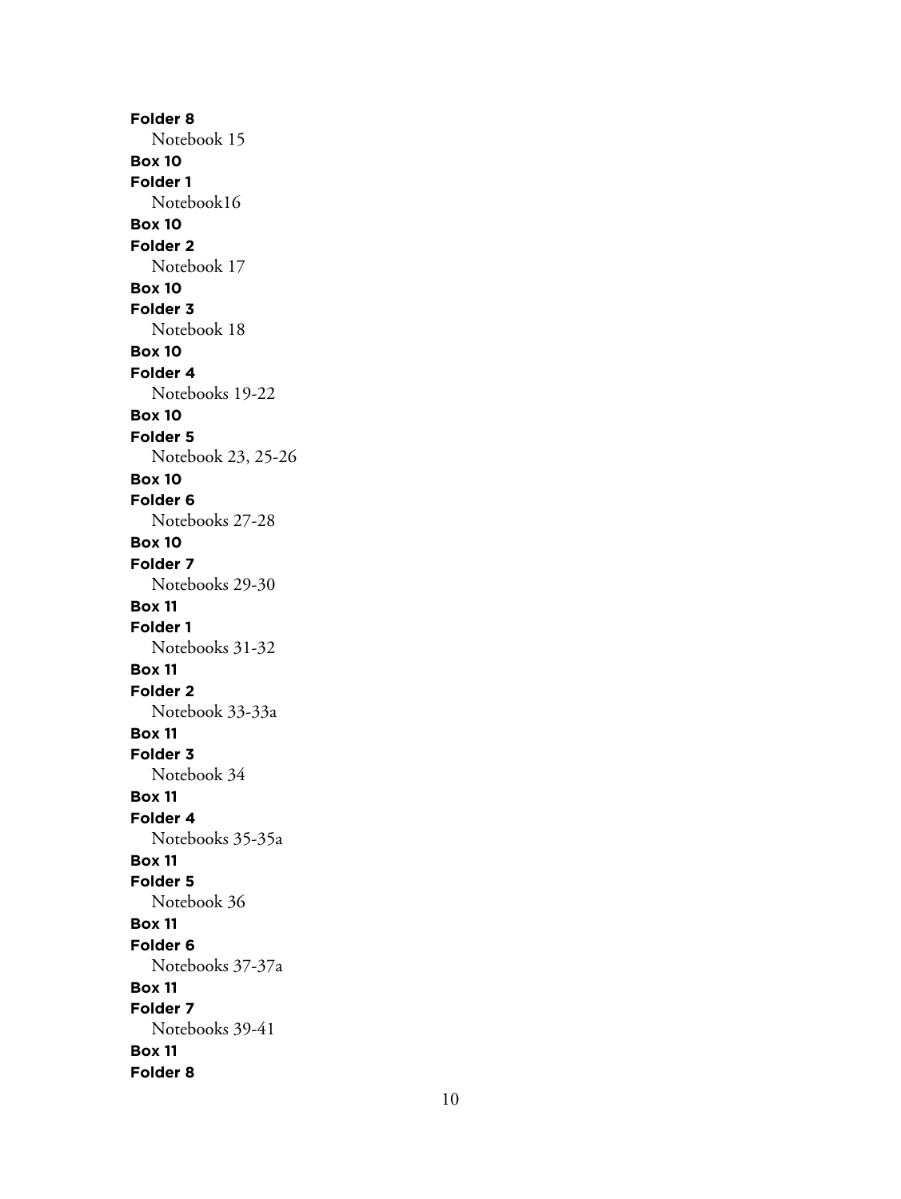**Folder 8**
Notebook 15
**Box 10**
**Folder 1**
Notebook16
**Box 10**
**Folder 2**
Notebook 17
**Box 10**
**Folder 3**
Notebook 18
**Box 10**
**Folder 4**
Notebooks 19-22
**Box 10**
**Folder 5**
Notebook 23, 25-26
**Box 10**
**Folder 6**
Notebooks 27-28
**Box 10**
**Folder 7**
Notebooks 29-30
**Box 11**
**Folder 1**
Notebooks 31-32
**Box 11**
**Folder 2**
Notebook 33-33a
**Box 11**
**Folder 3**
Notebook 34
**Box 11**
**Folder 4**
Notebooks 35-35a
**Box 11**
**Folder 5**
Notebook 36
**Box 11**
**Folder 6**
Notebooks 37-37a
**Box 11**
**Folder 7**
Notebooks 39-41
**Box 11**
**Folder 8**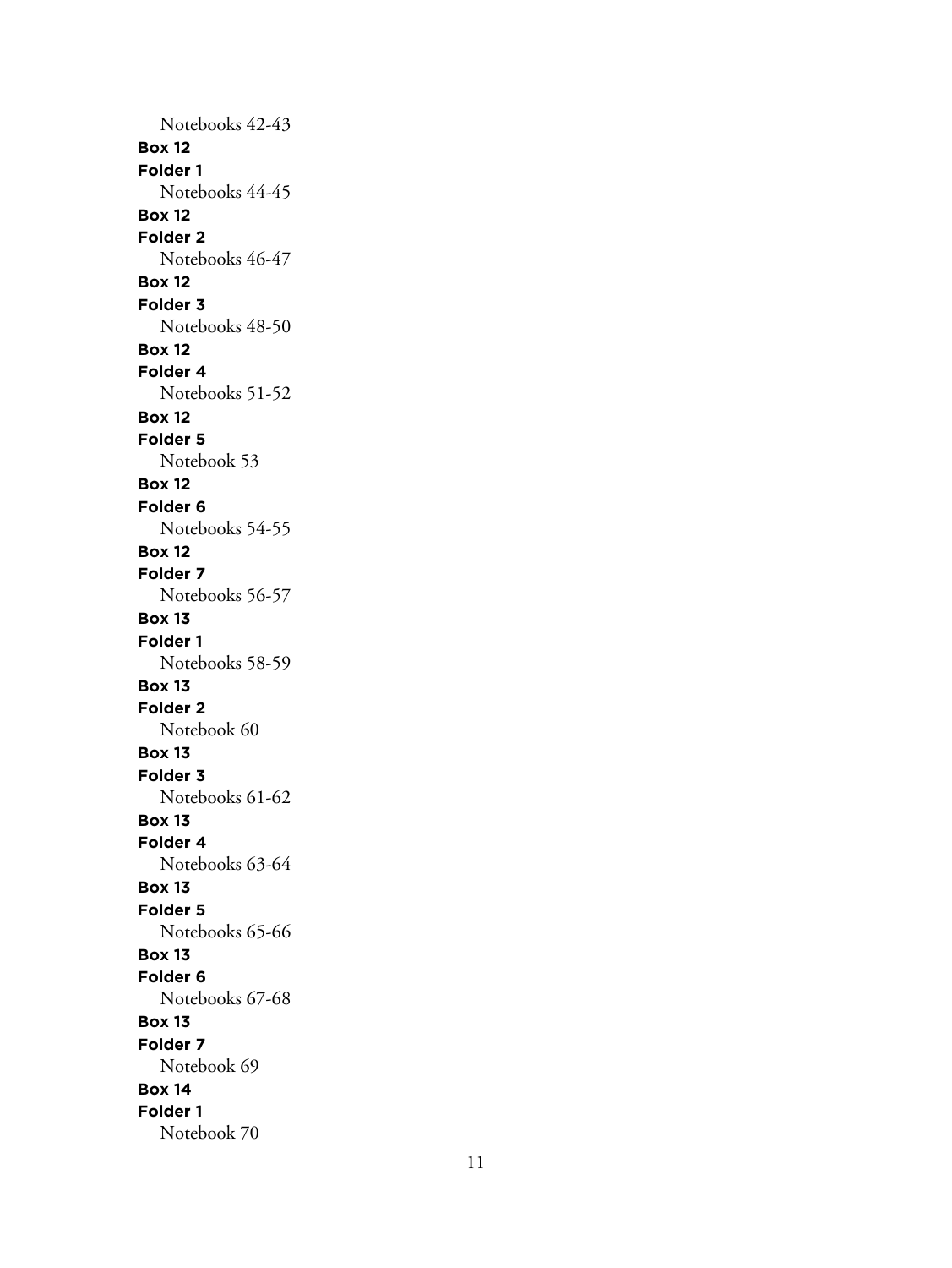Notebooks 42-43

**Box 12**
**Folder 1**
Notebooks 44-45

**Box 12**
**Folder 2**
Notebooks 46-47

**Box 12**
**Folder 3**
Notebooks 48-50

**Box 12**
**Folder 4**
Notebooks 51-52

**Box 12**
**Folder 5**
Notebook 53

**Box 12**
**Folder 6**
Notebooks 54-55

**Box 12**
**Folder 7**
Notebooks 56-57

**Box 13**
**Folder 1**
Notebooks 58-59

**Box 13**
**Folder 2**
Notebook 60

**Box 13**
**Folder 3**
Notebooks 61-62

**Box 13**
**Folder 4**
Notebooks 63-64

**Box 13**
**Folder 5**
Notebooks 65-66

**Box 13**
**Folder 6**
Notebooks 67-68

**Box 13**
**Folder 7**
Notebook 69

**Box 14**
**Folder 1**
Notebook 70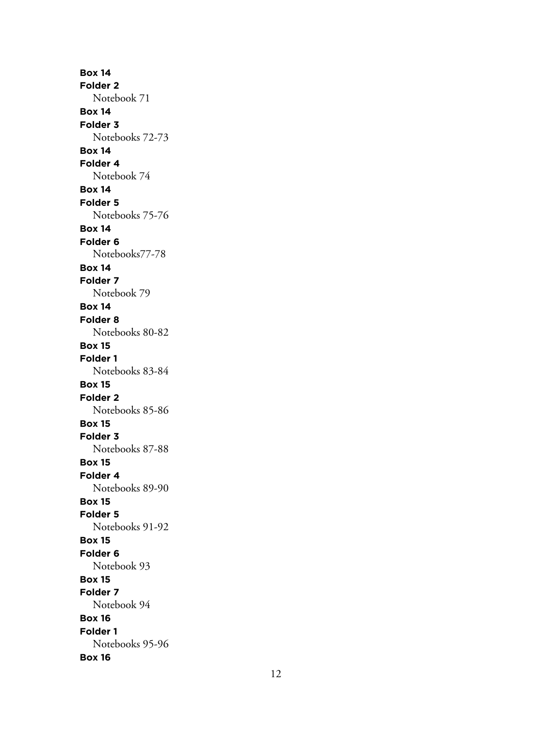**Box 14**
**Folder 2**
Notebook 71
**Box 14**
**Folder 3**
Notebooks 72-73
**Box 14**
**Folder 4**
Notebook 74
**Box 14**
**Folder 5**
Notebooks 75-76
**Box 14**
**Folder 6**
Notebooks77-78
**Box 14**
**Folder 7**
Notebook 79
**Box 14**
**Folder 8**
Notebooks 80-82
**Box 15**
**Folder 1**
Notebooks 83-84
**Box 15**
**Folder 2**
Notebooks 85-86
**Box 15**
**Folder 3**
Notebooks 87-88
**Box 15**
**Folder 4**
Notebooks 89-90
**Box 15**
**Folder 5**
Notebooks 91-92
**Box 15**
**Folder 6**
Notebook 93
**Box 15**
**Folder 7**
Notebook 94
**Box 16**
**Folder 1**
Notebooks 95-96
**Box 16**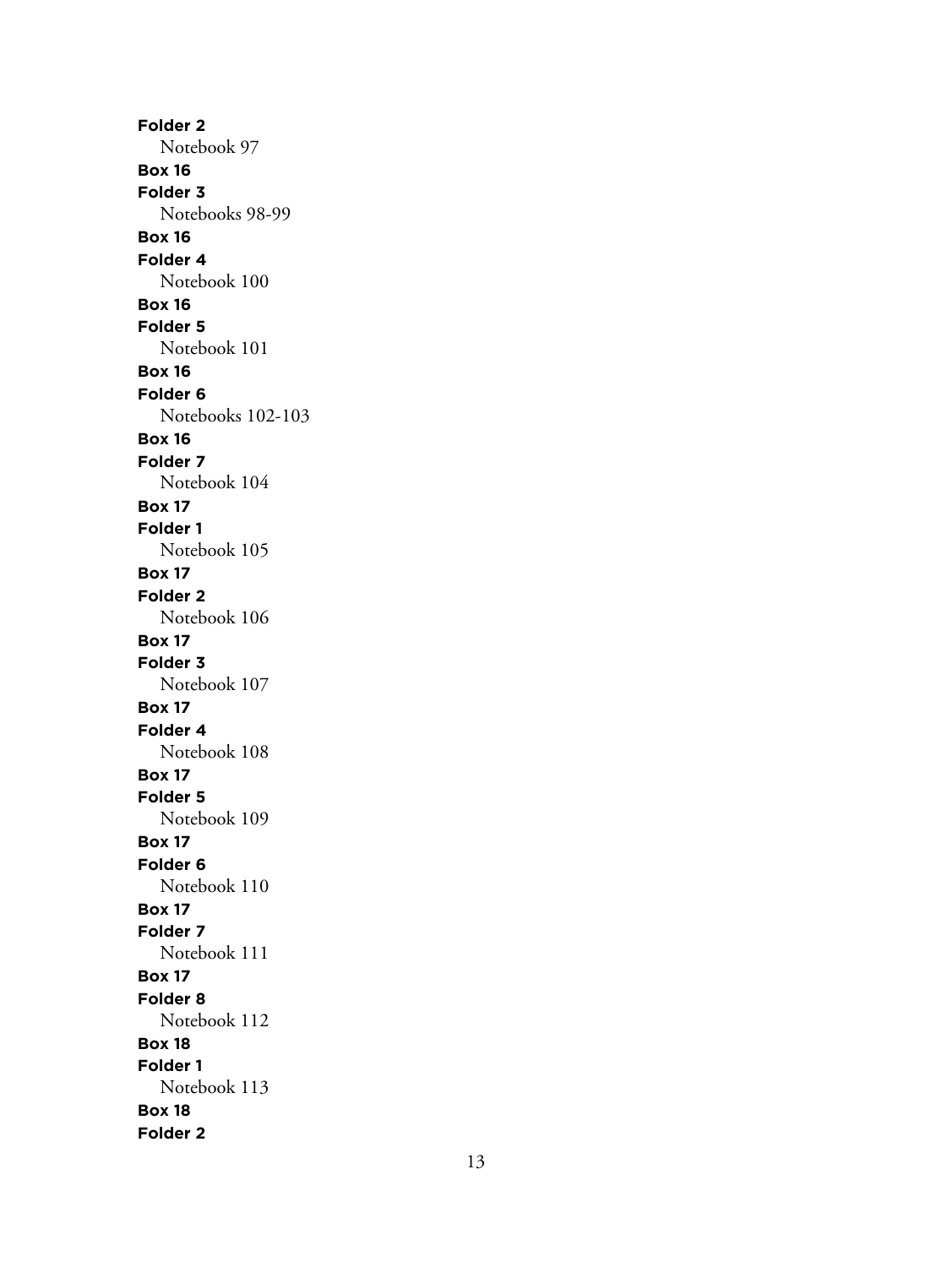**Folder 2**
Notebook 97

**Box 16**
**Folder 3**
Notebooks 98-99

**Box 16**
**Folder 4**
Notebook 100

**Box 16**
**Folder 5**
Notebook 101

**Box 16**
**Folder 6**
Notebooks 102-103

**Box 16**
**Folder 7**
Notebook 104

**Box 17**
**Folder 1**
Notebook 105

**Box 17**
**Folder 2**
Notebook 106

**Box 17**
**Folder 3**
Notebook 107

**Box 17**
**Folder 4**
Notebook 108

**Box 17**
**Folder 5**
Notebook 109

**Box 17**
**Folder 6**
Notebook 110

**Box 17**
**Folder 7**
Notebook 111

**Box 17**
**Folder 8**
Notebook 112

**Box 18**
**Folder 1**
Notebook 113

**Box 18**
**Folder 2**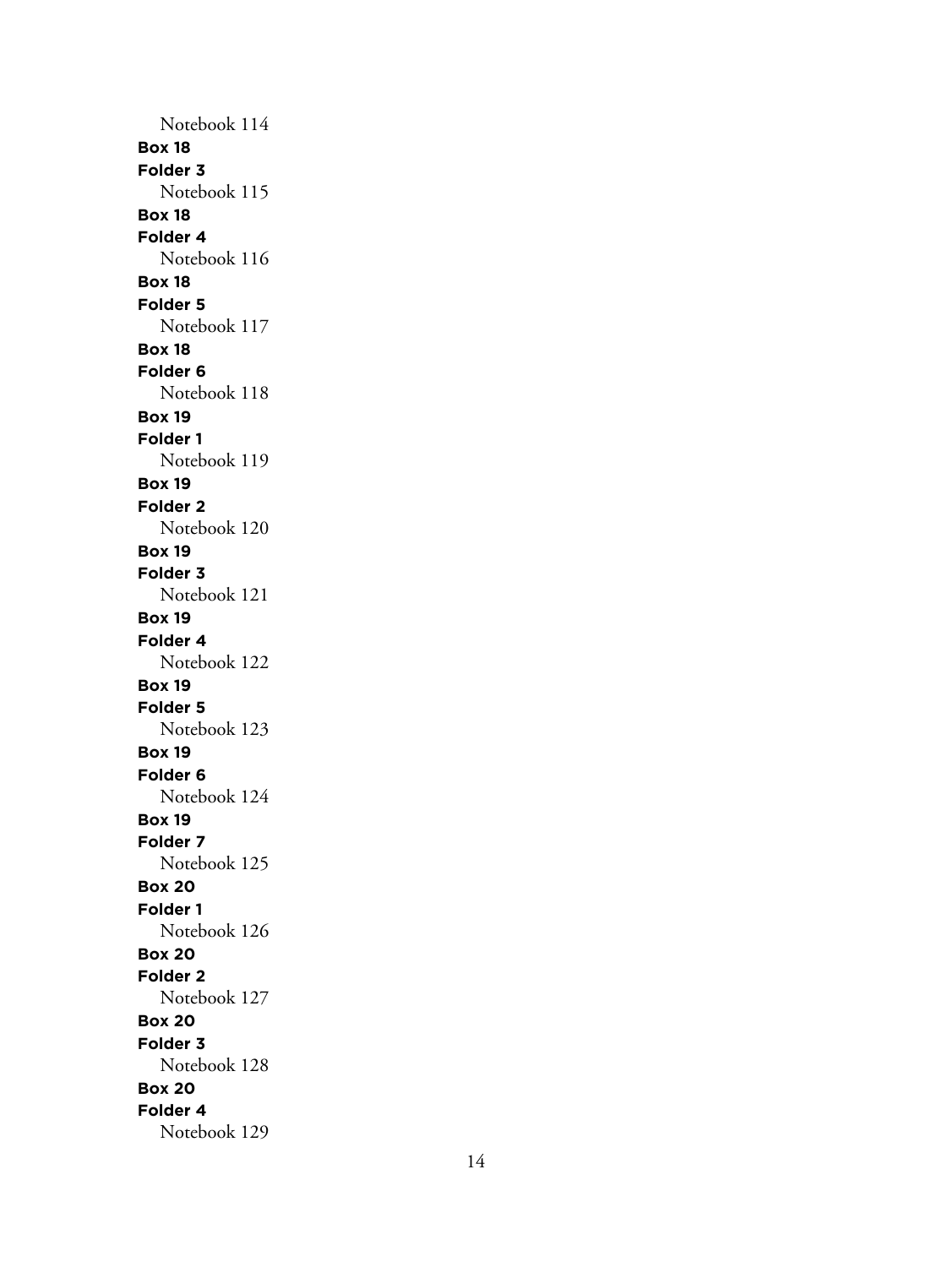Notebook 114

**Box 18**
**Folder 3**
Notebook 115

**Box 18**
**Folder 4**
Notebook 116

**Box 18**
**Folder 5**
Notebook 117

**Box 18**
**Folder 6**
Notebook 118

**Box 19**
**Folder 1**
Notebook 119

**Box 19**
**Folder 2**
Notebook 120

**Box 19**
**Folder 3**
Notebook 121

**Box 19**
**Folder 4**
Notebook 122

**Box 19**
**Folder 5**
Notebook 123

**Box 19**
**Folder 6**
Notebook 124

**Box 19**
**Folder 7**
Notebook 125

**Box 20**
**Folder 1**
Notebook 126

**Box 20**
**Folder 2**
Notebook 127

**Box 20**
**Folder 3**
Notebook 128

**Box 20**
**Folder 4**
Notebook 129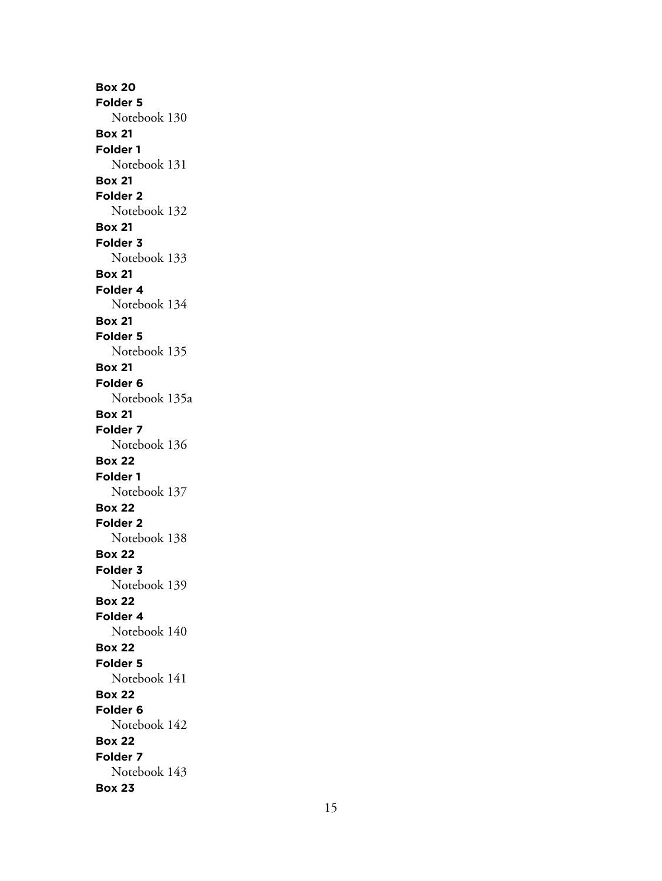**Box 20**
**Folder 5**
Notebook 130
**Box 21**
**Folder 1**
Notebook 131
**Box 21**
**Folder 2**
Notebook 132
**Box 21**
**Folder 3**
Notebook 133
**Box 21**
**Folder 4**
Notebook 134
**Box 21**
**Folder 5**
Notebook 135
**Box 21**
**Folder 6**
Notebook 135a
**Box 21**
**Folder 7**
Notebook 136
**Box 22**
**Folder 1**
Notebook 137
**Box 22**
**Folder 2**
Notebook 138
**Box 22**
**Folder 3**
Notebook 139
**Box 22**
**Folder 4**
Notebook 140
**Box 22**
**Folder 5**
Notebook 141
**Box 22**
**Folder 6**
Notebook 142
**Box 22**
**Folder 7**
Notebook 143
**Box 23**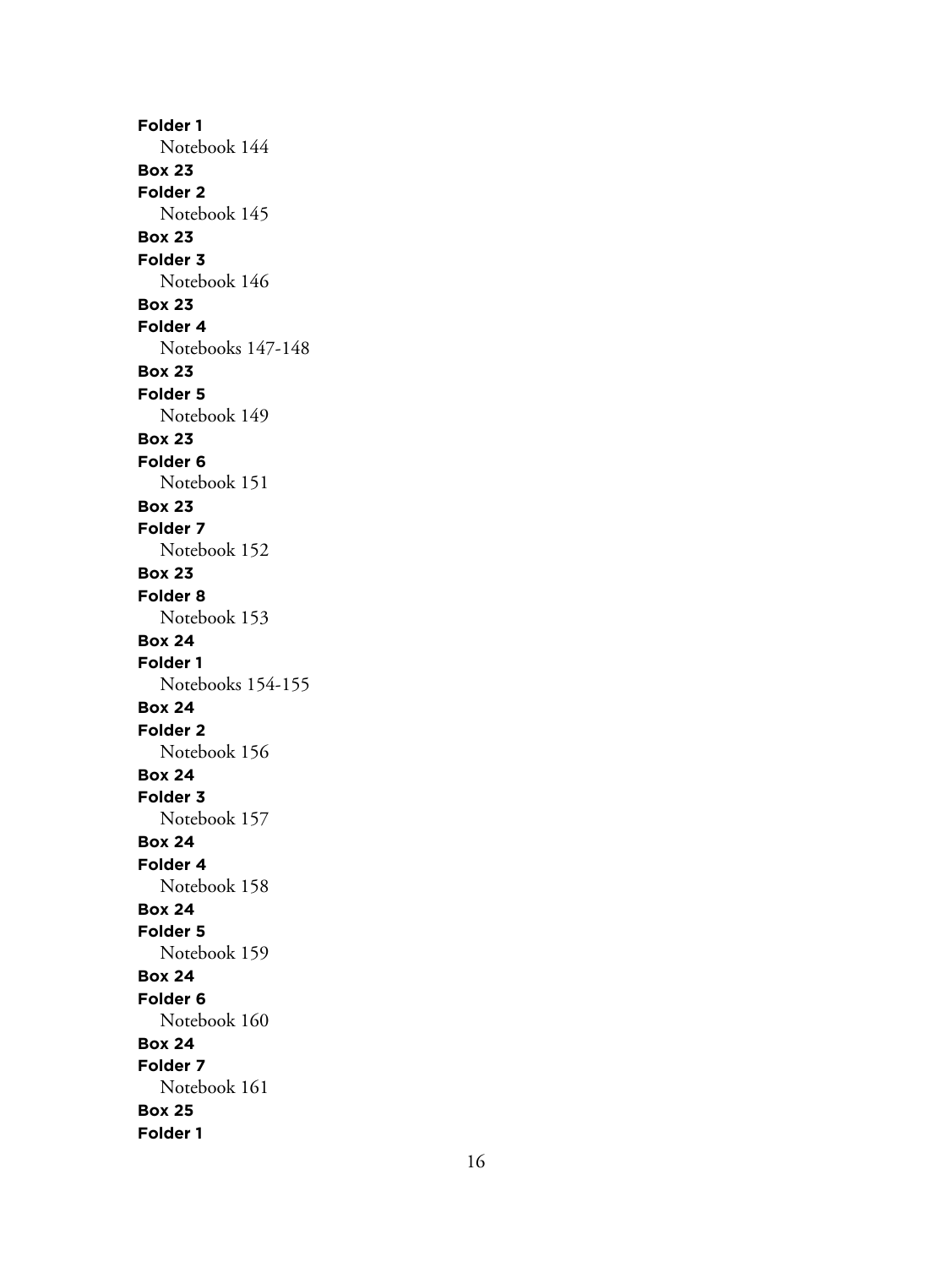**Folder 1**
Notebook 144
**Box 23**
**Folder 2**
Notebook 145
**Box 23**
**Folder 3**
Notebook 146
**Box 23**
**Folder 4**
Notebooks 147-148
**Box 23**
**Folder 5**
Notebook 149
**Box 23**
**Folder 6**
Notebook 151
**Box 23**
**Folder 7**
Notebook 152
**Box 23**
**Folder 8**
Notebook 153
**Box 24**
**Folder 1**
Notebooks 154-155
**Box 24**
**Folder 2**
Notebook 156
**Box 24**
**Folder 3**
Notebook 157
**Box 24**
**Folder 4**
Notebook 158
**Box 24**
**Folder 5**
Notebook 159
**Box 24**
**Folder 6**
Notebook 160
**Box 24**
**Folder 7**
Notebook 161
**Box 25**
**Folder 1**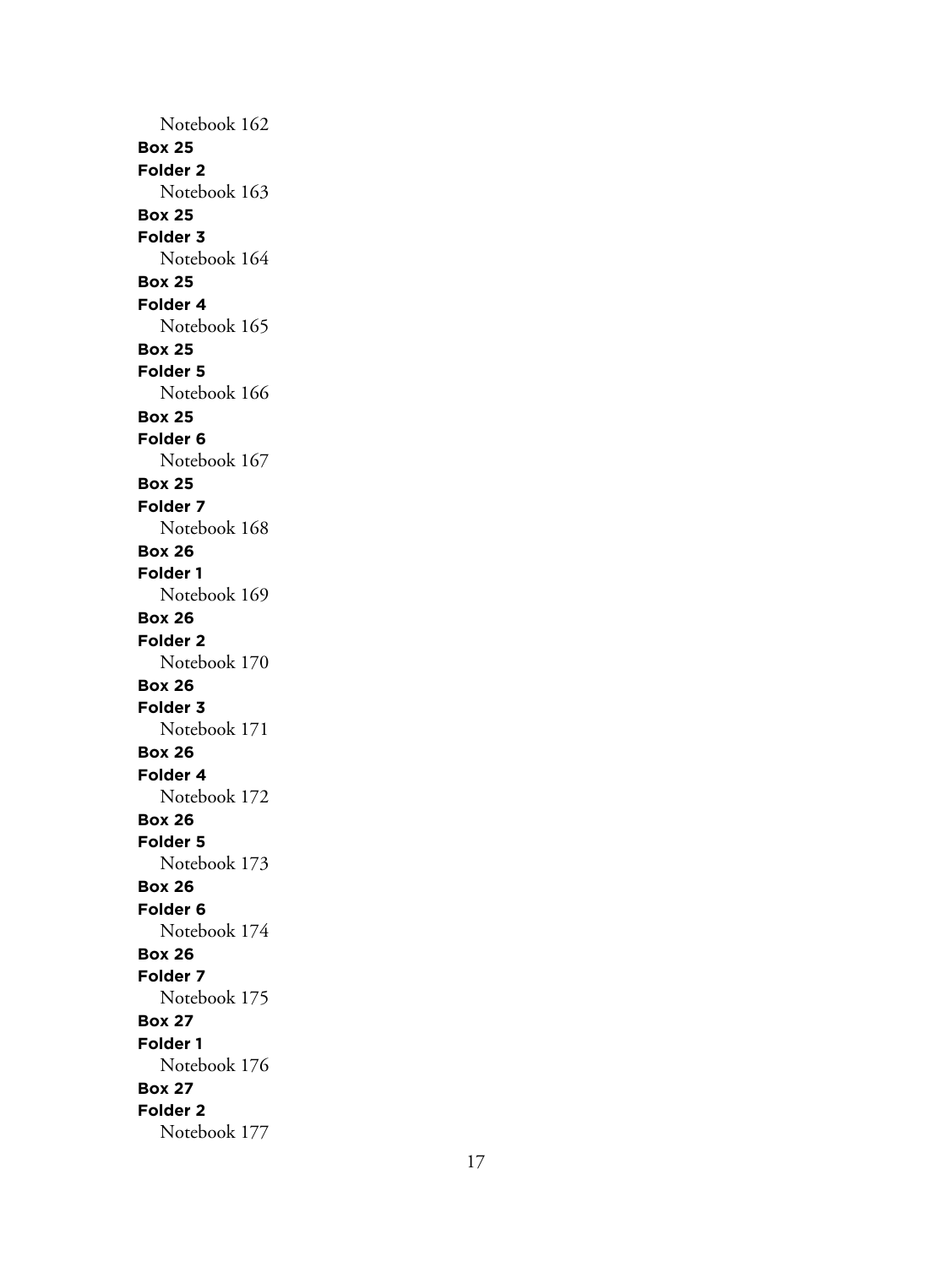Notebook 162

**Box 25**
**Folder 2**
Notebook 163

**Box 25**
**Folder 3**
Notebook 164

**Box 25**
**Folder 4**
Notebook 165

**Box 25**
**Folder 5**
Notebook 166

**Box 25**
**Folder 6**
Notebook 167

**Box 25**
**Folder 7**
Notebook 168

**Box 26**
**Folder 1**
Notebook 169

**Box 26**
**Folder 2**
Notebook 170

**Box 26**
**Folder 3**
Notebook 171

**Box 26**
**Folder 4**
Notebook 172

**Box 26**
**Folder 5**
Notebook 173

**Box 26**
**Folder 6**
Notebook 174

**Box 26**
**Folder 7**
Notebook 175

**Box 27**
**Folder 1**
Notebook 176

**Box 27**
**Folder 2**
Notebook 177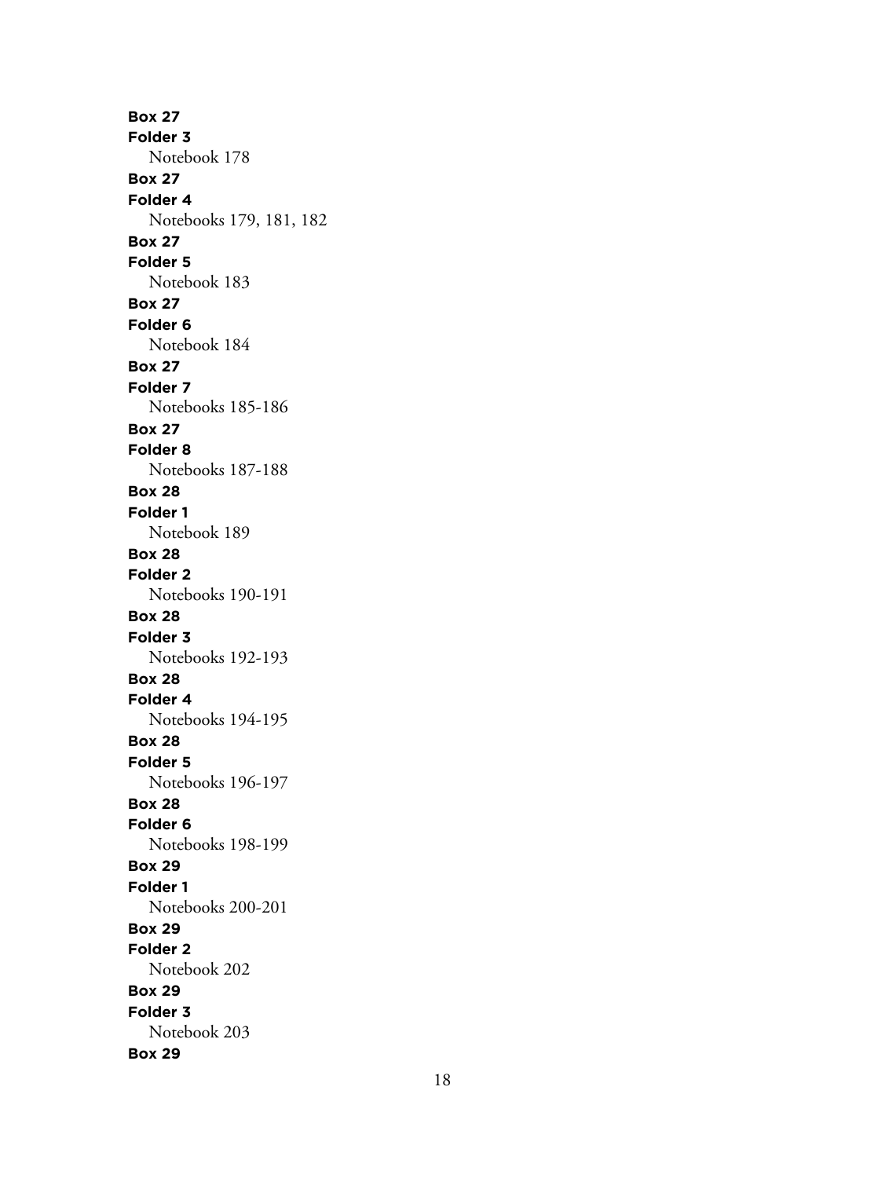**Box 27**
**Folder 3**
Notebook 178
**Box 27**
**Folder 4**
Notebooks 179, 181, 182
**Box 27**
**Folder 5**
Notebook 183
**Box 27**
**Folder 6**
Notebook 184
**Box 27**
**Folder 7**
Notebooks 185-186
**Box 27**
**Folder 8**
Notebooks 187-188
**Box 28**
**Folder 1**
Notebook 189
**Box 28**
**Folder 2**
Notebooks 190-191
**Box 28**
**Folder 3**
Notebooks 192-193
**Box 28**
**Folder 4**
Notebooks 194-195
**Box 28**
**Folder 5**
Notebooks 196-197
**Box 28**
**Folder 6**
Notebooks 198-199
**Box 29**
**Folder 1**
Notebooks 200-201
**Box 29**
**Folder 2**
Notebook 202
**Box 29**
**Folder 3**
Notebook 203
**Box 29**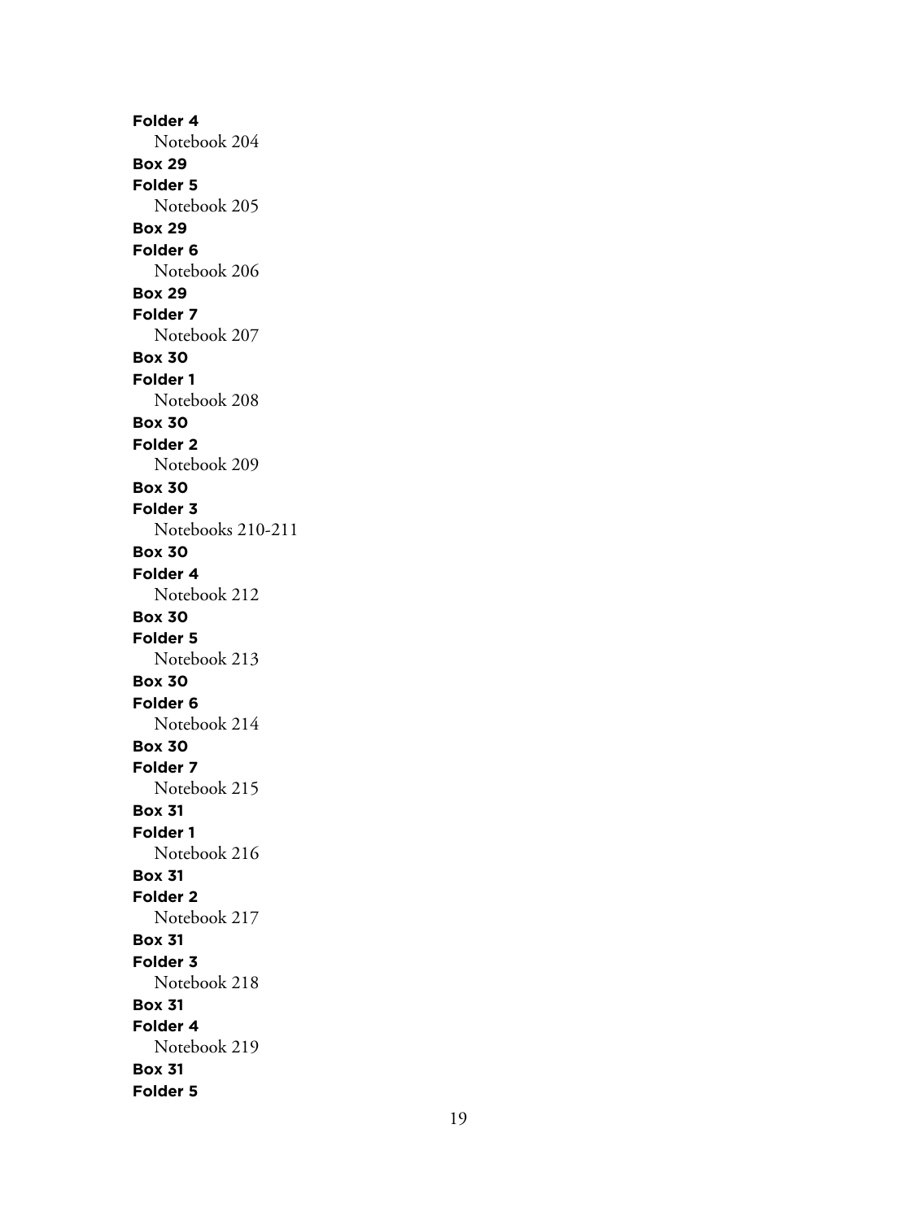**Folder 4**
Notebook 204

**Box 29**
**Folder 5**
Notebook 205

**Box 29**
**Folder 6**
Notebook 206

**Box 29**
**Folder 7**
Notebook 207

**Box 30**
**Folder 1**
Notebook 208

**Box 30**
**Folder 2**
Notebook 209

**Box 30**
**Folder 3**
Notebooks 210-211

**Box 30**
**Folder 4**
Notebook 212

**Box 30**
**Folder 5**
Notebook 213

**Box 30**
**Folder 6**
Notebook 214

**Box 30**
**Folder 7**
Notebook 215

**Box 31**
**Folder 1**
Notebook 216

**Box 31**
**Folder 2**
Notebook 217

**Box 31**
**Folder 3**
Notebook 218

**Box 31**
**Folder 4**
Notebook 219

**Box 31**
**Folder 5**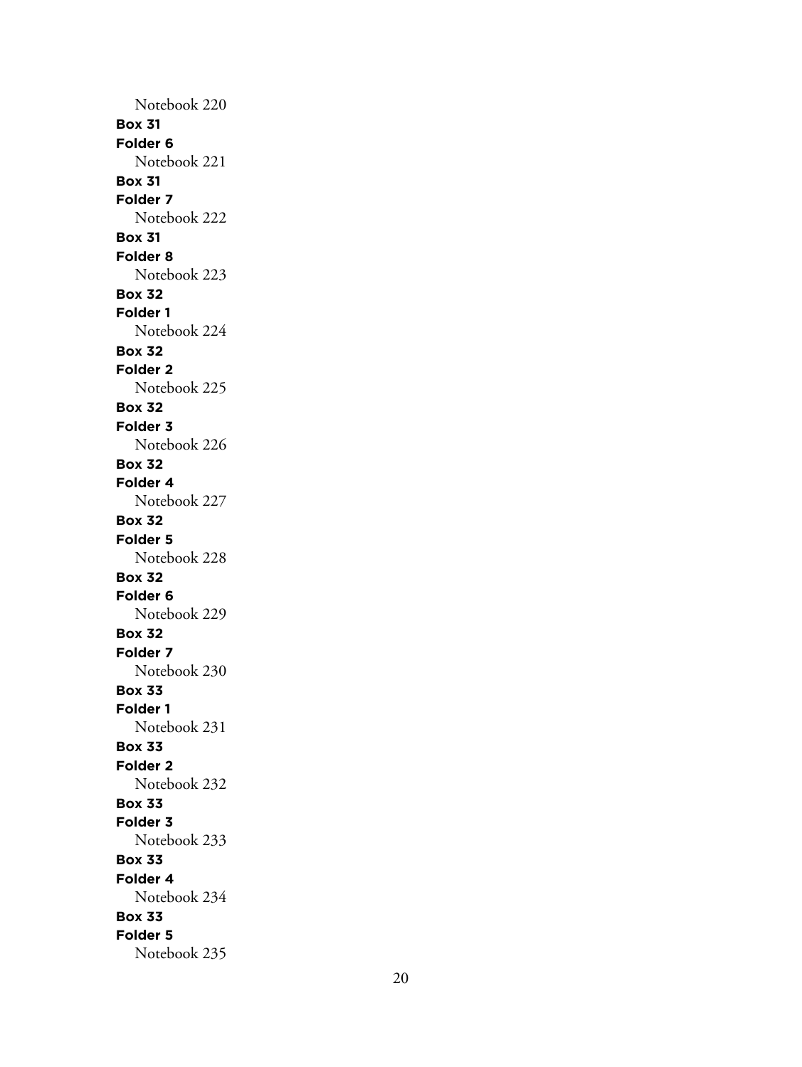Notebook 220

**Box 31**
**Folder 6**
Notebook 221

**Box 31**
**Folder 7**
Notebook 222

**Box 31**
**Folder 8**
Notebook 223

**Box 32**
**Folder 1**
Notebook 224

**Box 32**
**Folder 2**
Notebook 225

**Box 32**
**Folder 3**
Notebook 226

**Box 32**
**Folder 4**
Notebook 227

**Box 32**
**Folder 5**
Notebook 228

**Box 32**
**Folder 6**
Notebook 229

**Box 32**
**Folder 7**
Notebook 230

**Box 33**
**Folder 1**
Notebook 231

**Box 33**
**Folder 2**
Notebook 232

**Box 33**
**Folder 3**
Notebook 233

**Box 33**
**Folder 4**
Notebook 234

**Box 33**
**Folder 5**
Notebook 235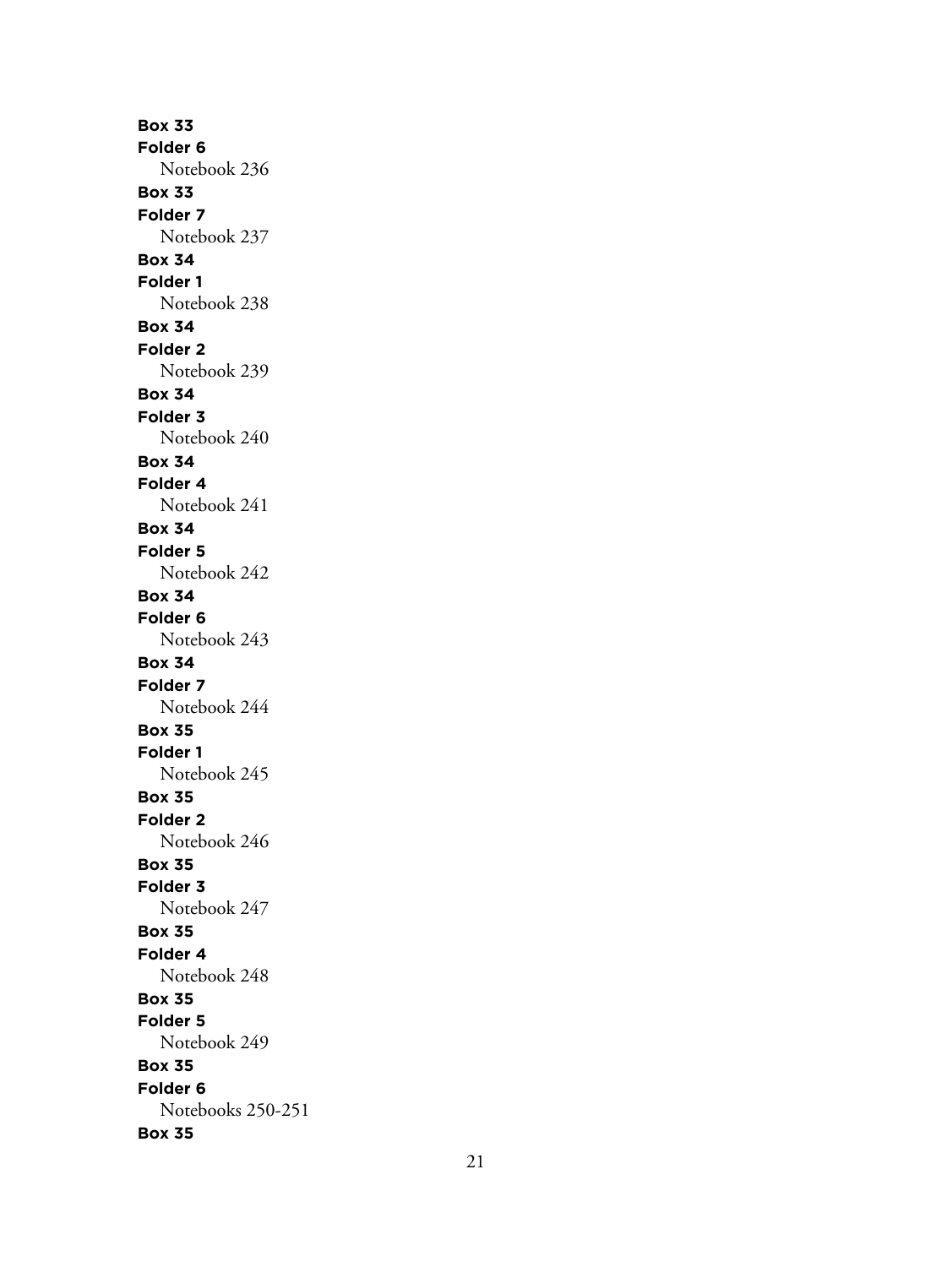**Box 33**
**Folder 6**
Notebook 236
**Box 33**
**Folder 7**
Notebook 237
**Box 34**
**Folder 1**
Notebook 238
**Box 34**
**Folder 2**
Notebook 239
**Box 34**
**Folder 3**
Notebook 240
**Box 34**
**Folder 4**
Notebook 241
**Box 34**
**Folder 5**
Notebook 242
**Box 34**
**Folder 6**
Notebook 243
**Box 34**
**Folder 7**
Notebook 244
**Box 35**
**Folder 1**
Notebook 245
**Box 35**
**Folder 2**
Notebook 246
**Box 35**
**Folder 3**
Notebook 247
**Box 35**
**Folder 4**
Notebook 248
**Box 35**
**Folder 5**
Notebook 249
**Box 35**
**Folder 6**
Notebooks 250-251
**Box 35**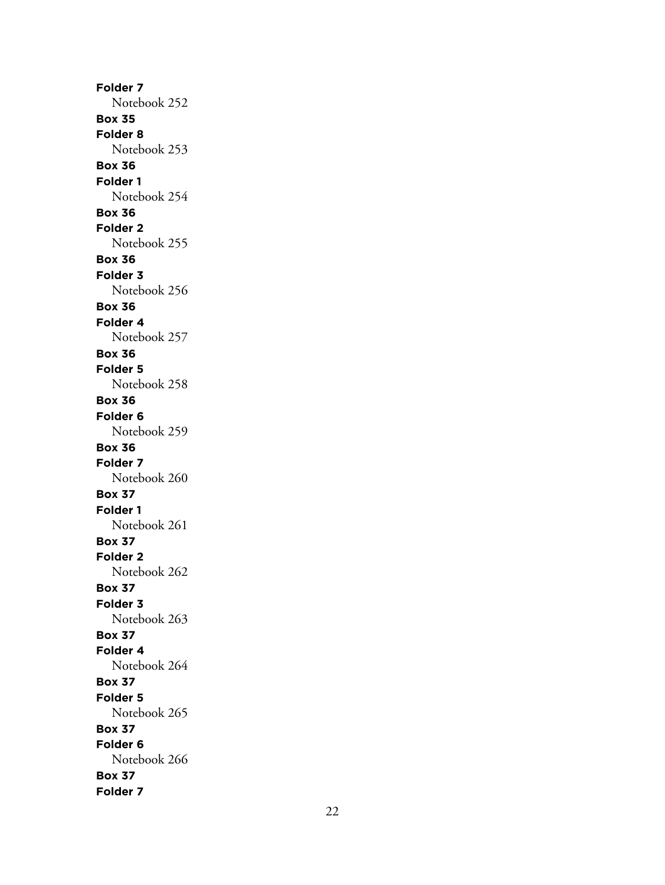**Folder 7**

Notebook 252

**Box 35**

**Folder 8**

Notebook 253

**Box 36**

**Folder 1**

Notebook 254

**Box 36**

**Folder 2**

Notebook 255

**Box 36**

**Folder 3**

Notebook 256

**Box 36**

**Folder 4**

Notebook 257

**Box 36**

**Folder 5**

Notebook 258

**Box 36**

**Folder 6**

Notebook 259

**Box 36**

**Folder 7**

Notebook 260

**Box 37**

**Folder 1**

Notebook 261

**Box 37**

**Folder 2**

Notebook 262

**Box 37**

**Folder 3**

Notebook 263

**Box 37**

**Folder 4**

Notebook 264

**Box 37**

**Folder 5**

Notebook 265

**Box 37**

**Folder 6**

Notebook 266

**Box 37**

**Folder 7**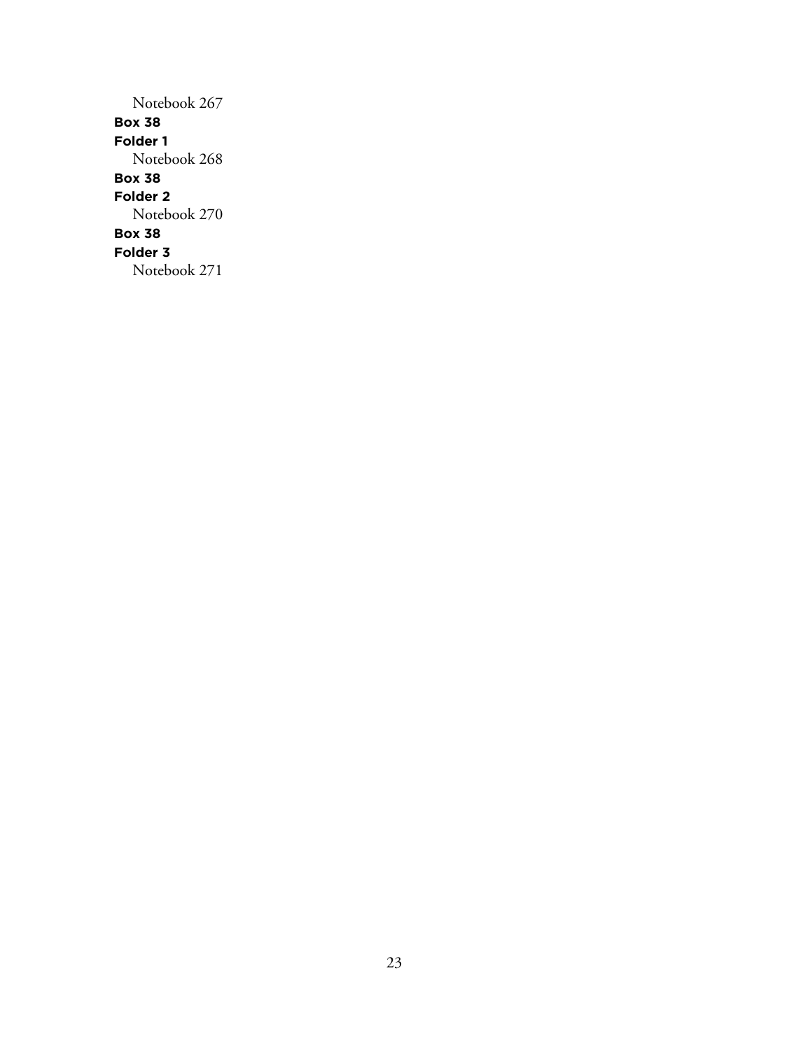Notebook 267

**Box 38**
**Folder 1**
Notebook 268

**Box 38**
**Folder 2**
Notebook 270

**Box 38**
**Folder 3**
Notebook 271